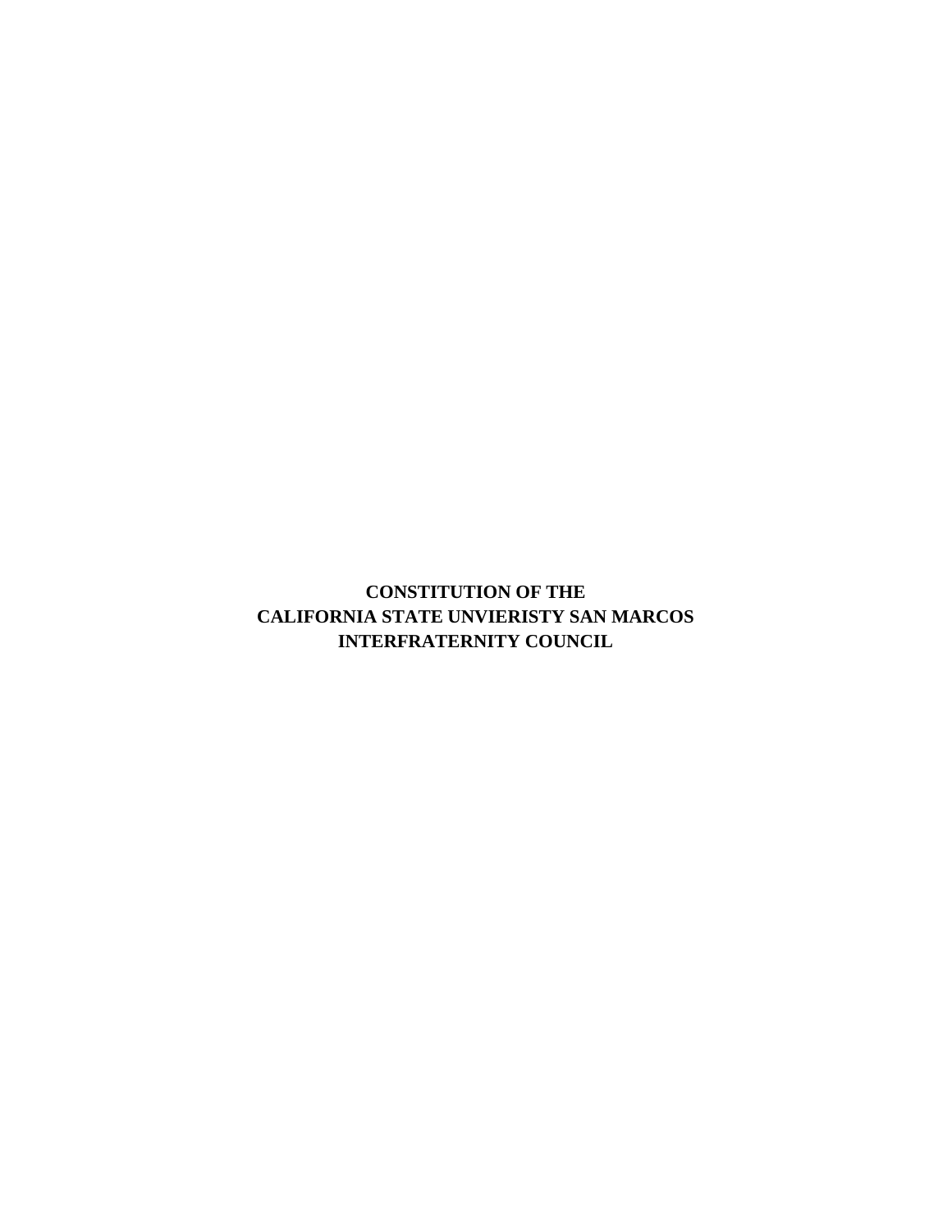# CONSTITUTION OF THE
# CALIFORNIA STATE UNVIERISTY SAN MARCOS
# INTERFRATERNITY COUNCIL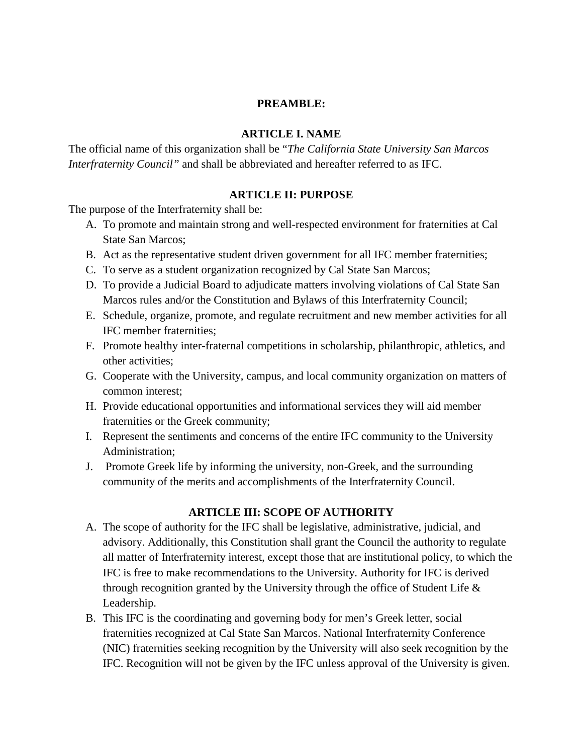## PREAMBLE:

## ARTICLE I. NAME

The official name of this organization shall be "*The California State University San Marcos Interfraternity Council"* and shall be abbreviated and hereafter referred to as IFC.

## ARTICLE II: PURPOSE

The purpose of the Interfraternity shall be:

A. To promote and maintain strong and well-respected environment for fraternities at Cal State San Marcos;
B. Act as the representative student driven government for all IFC member fraternities;
C. To serve as a student organization recognized by Cal State San Marcos;
D. To provide a Judicial Board to adjudicate matters involving violations of Cal State San Marcos rules and/or the Constitution and Bylaws of this Interfraternity Council;
E. Schedule, organize, promote, and regulate recruitment and new member activities for all IFC member fraternities;
F. Promote healthy inter-fraternal competitions in scholarship, philanthropic, athletics, and other activities;
G. Cooperate with the University, campus, and local community organization on matters of common interest;
H. Provide educational opportunities and informational services they will aid member fraternities or the Greek community;
I. Represent the sentiments and concerns of the entire IFC community to the University Administration;
J. Promote Greek life by informing the university, non-Greek, and the surrounding community of the merits and accomplishments of the Interfraternity Council.

## ARTICLE III: SCOPE OF AUTHORITY

A. The scope of authority for the IFC shall be legislative, administrative, judicial, and advisory. Additionally, this Constitution shall grant the Council the authority to regulate all matter of Interfraternity interest, except those that are institutional policy, to which the IFC is free to make recommendations to the University. Authority for IFC is derived through recognition granted by the University through the office of Student Life & Leadership.
B. This IFC is the coordinating and governing body for men's Greek letter, social fraternities recognized at Cal State San Marcos. National Interfraternity Conference (NIC) fraternities seeking recognition by the University will also seek recognition by the IFC. Recognition will not be given by the IFC unless approval of the University is given.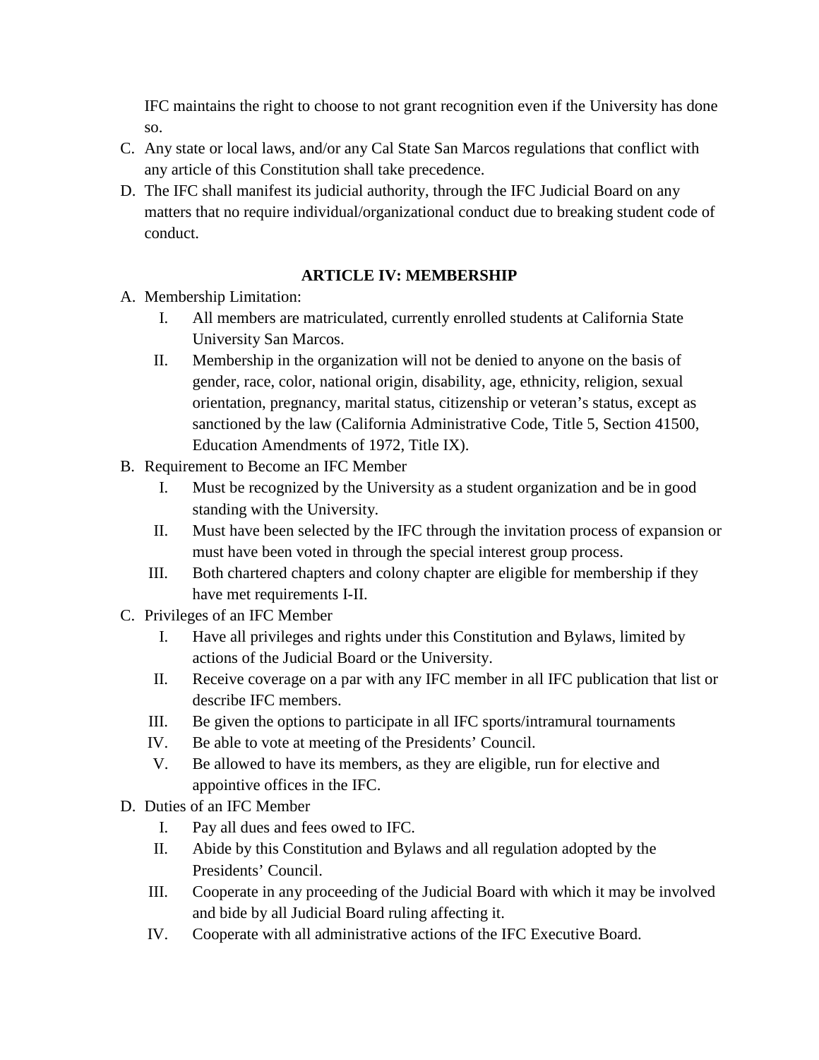IFC maintains the right to choose to not grant recognition even if the University has done so.

C. Any state or local laws, and/or any Cal State San Marcos regulations that conflict with any article of this Constitution shall take precedence.
D. The IFC shall manifest its judicial authority, through the IFC Judicial Board on any matters that no require individual/organizational conduct due to breaking student code of conduct.

**ARTICLE IV: MEMBERSHIP**

A. Membership Limitation:
   I. All members are matriculated, currently enrolled students at California State University San Marcos.
   II. Membership in the organization will not be denied to anyone on the basis of gender, race, color, national origin, disability, age, ethnicity, religion, sexual orientation, pregnancy, marital status, citizenship or veteran's status, except as sanctioned by the law (California Administrative Code, Title 5, Section 41500, Education Amendments of 1972, Title IX).
B. Requirement to Become an IFC Member
   I. Must be recognized by the University as a student organization and be in good standing with the University.
   II. Must have been selected by the IFC through the invitation process of expansion or must have been voted in through the special interest group process.
   III. Both chartered chapters and colony chapter are eligible for membership if they have met requirements I-II.
C. Privileges of an IFC Member
   I. Have all privileges and rights under this Constitution and Bylaws, limited by actions of the Judicial Board or the University.
   II. Receive coverage on a par with any IFC member in all IFC publication that list or describe IFC members.
   III. Be given the options to participate in all IFC sports/intramural tournaments
   IV. Be able to vote at meeting of the Presidents' Council.
   V. Be allowed to have its members, as they are eligible, run for elective and appointive offices in the IFC.
D. Duties of an IFC Member
   I. Pay all dues and fees owed to IFC.
   II. Abide by this Constitution and Bylaws and all regulation adopted by the Presidents' Council.
   III. Cooperate in any proceeding of the Judicial Board with which it may be involved and bide by all Judicial Board ruling affecting it.
   IV. Cooperate with all administrative actions of the IFC Executive Board.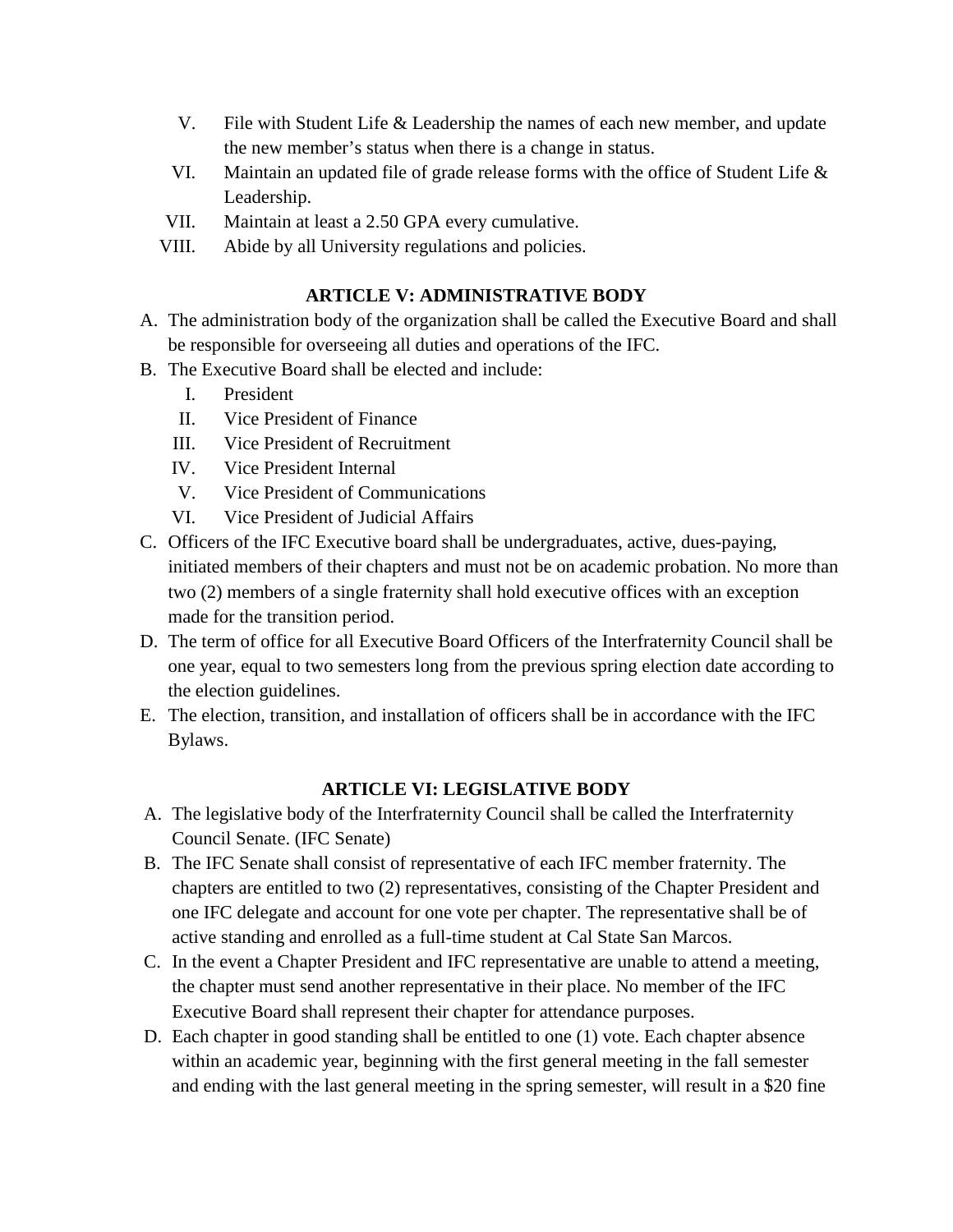V. File with Student Life & Leadership the names of each new member, and update the new member's status when there is a change in status.
VI. Maintain an updated file of grade release forms with the office of Student Life & Leadership.
VII. Maintain at least a 2.50 GPA every cumulative.
VIII. Abide by all University regulations and policies.

## ARTICLE V: ADMINISTRATIVE BODY

A. The administration body of the organization shall be called the Executive Board and shall be responsible for overseeing all duties and operations of the IFC.
B. The Executive Board shall be elected and include:
    I. President
    II. Vice President of Finance
    III. Vice President of Recruitment
    IV. Vice President Internal
    V. Vice President of Communications
    VI. Vice President of Judicial Affairs
C. Officers of the IFC Executive board shall be undergraduates, active, dues-paying, initiated members of their chapters and must not be on academic probation. No more than two (2) members of a single fraternity shall hold executive offices with an exception made for the transition period.
D. The term of office for all Executive Board Officers of the Interfraternity Council shall be one year, equal to two semesters long from the previous spring election date according to the election guidelines.
E. The election, transition, and installation of officers shall be in accordance with the IFC Bylaws.

## ARTICLE VI: LEGISLATIVE BODY

A. The legislative body of the Interfraternity Council shall be called the Interfraternity Council Senate. (IFC Senate)
B. The IFC Senate shall consist of representative of each IFC member fraternity. The chapters are entitled to two (2) representatives, consisting of the Chapter President and one IFC delegate and account for one vote per chapter. The representative shall be of active standing and enrolled as a full-time student at Cal State San Marcos.
C. In the event a Chapter President and IFC representative are unable to attend a meeting, the chapter must send another representative in their place. No member of the IFC Executive Board shall represent their chapter for attendance purposes.
D. Each chapter in good standing shall be entitled to one (1) vote. Each chapter absence within an academic year, beginning with the first general meeting in the fall semester and ending with the last general meeting in the spring semester, will result in a $20 fine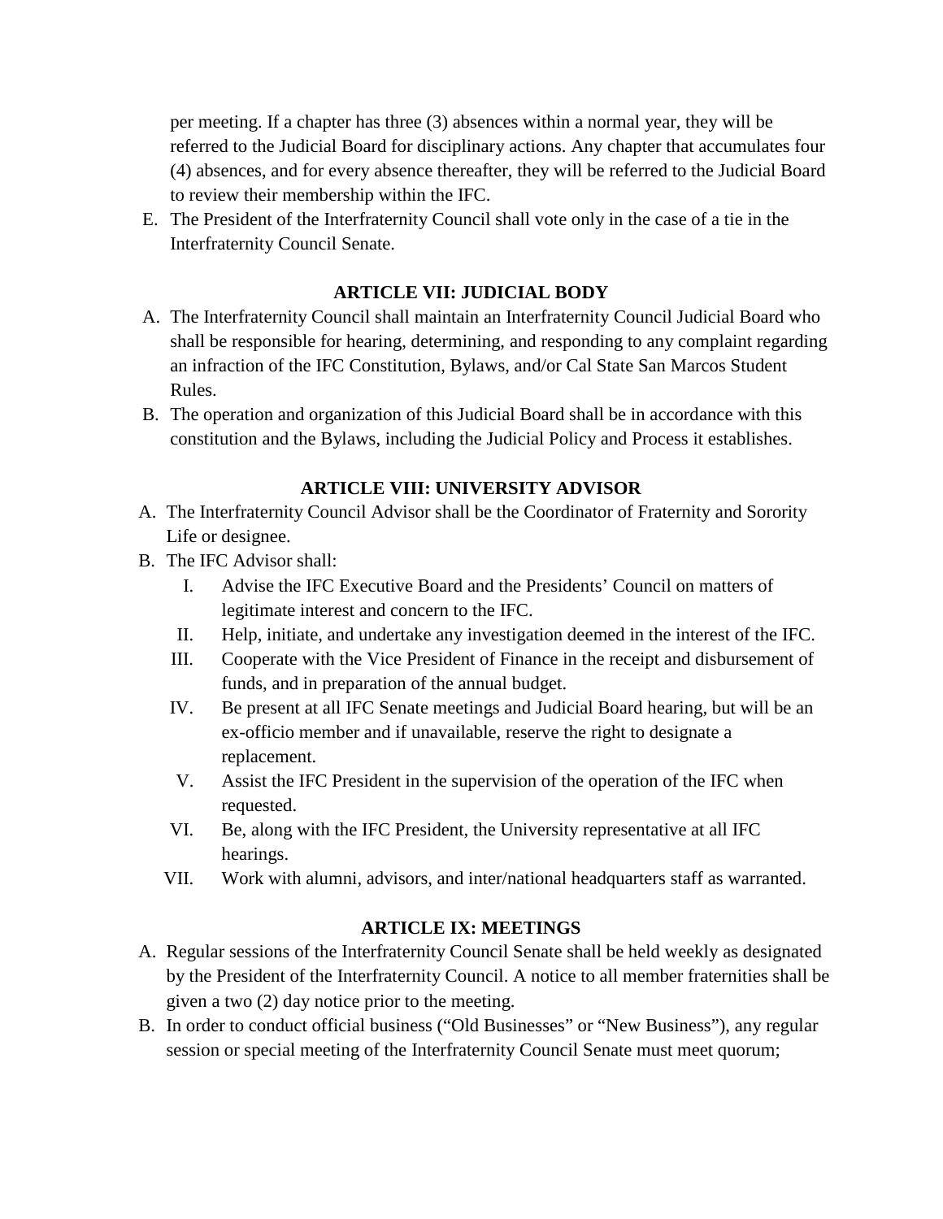per meeting. If a chapter has three (3) absences within a normal year, they will be referred to the Judicial Board for disciplinary actions. Any chapter that accumulates four (4) absences, and for every absence thereafter, they will be referred to the Judicial Board to review their membership within the IFC.

E. The President of the Interfraternity Council shall vote only in the case of a tie in the Interfraternity Council Senate.

## ARTICLE VII: JUDICIAL BODY

A. The Interfraternity Council shall maintain an Interfraternity Council Judicial Board who shall be responsible for hearing, determining, and responding to any complaint regarding an infraction of the IFC Constitution, Bylaws, and/or Cal State San Marcos Student Rules.

B. The operation and organization of this Judicial Board shall be in accordance with this constitution and the Bylaws, including the Judicial Policy and Process it establishes.

## ARTICLE VIII: UNIVERSITY ADVISOR

A. The Interfraternity Council Advisor shall be the Coordinator of Fraternity and Sorority Life or designee.

B. The IFC Advisor shall:

   I. Advise the IFC Executive Board and the Presidents' Council on matters of legitimate interest and concern to the IFC.

   II. Help, initiate, and undertake any investigation deemed in the interest of the IFC.

   III. Cooperate with the Vice President of Finance in the receipt and disbursement of funds, and in preparation of the annual budget.

   IV. Be present at all IFC Senate meetings and Judicial Board hearing, but will be an ex-officio member and if unavailable, reserve the right to designate a replacement.

   V. Assist the IFC President in the supervision of the operation of the IFC when requested.

   VI. Be, along with the IFC President, the University representative at all IFC hearings.

   VII. Work with alumni, advisors, and inter/national headquarters staff as warranted.

## ARTICLE IX: MEETINGS

A. Regular sessions of the Interfraternity Council Senate shall be held weekly as designated by the President of the Interfraternity Council. A notice to all member fraternities shall be given a two (2) day notice prior to the meeting.

B. In order to conduct official business ("Old Businesses" or "New Business"), any regular session or special meeting of the Interfraternity Council Senate must meet quorum;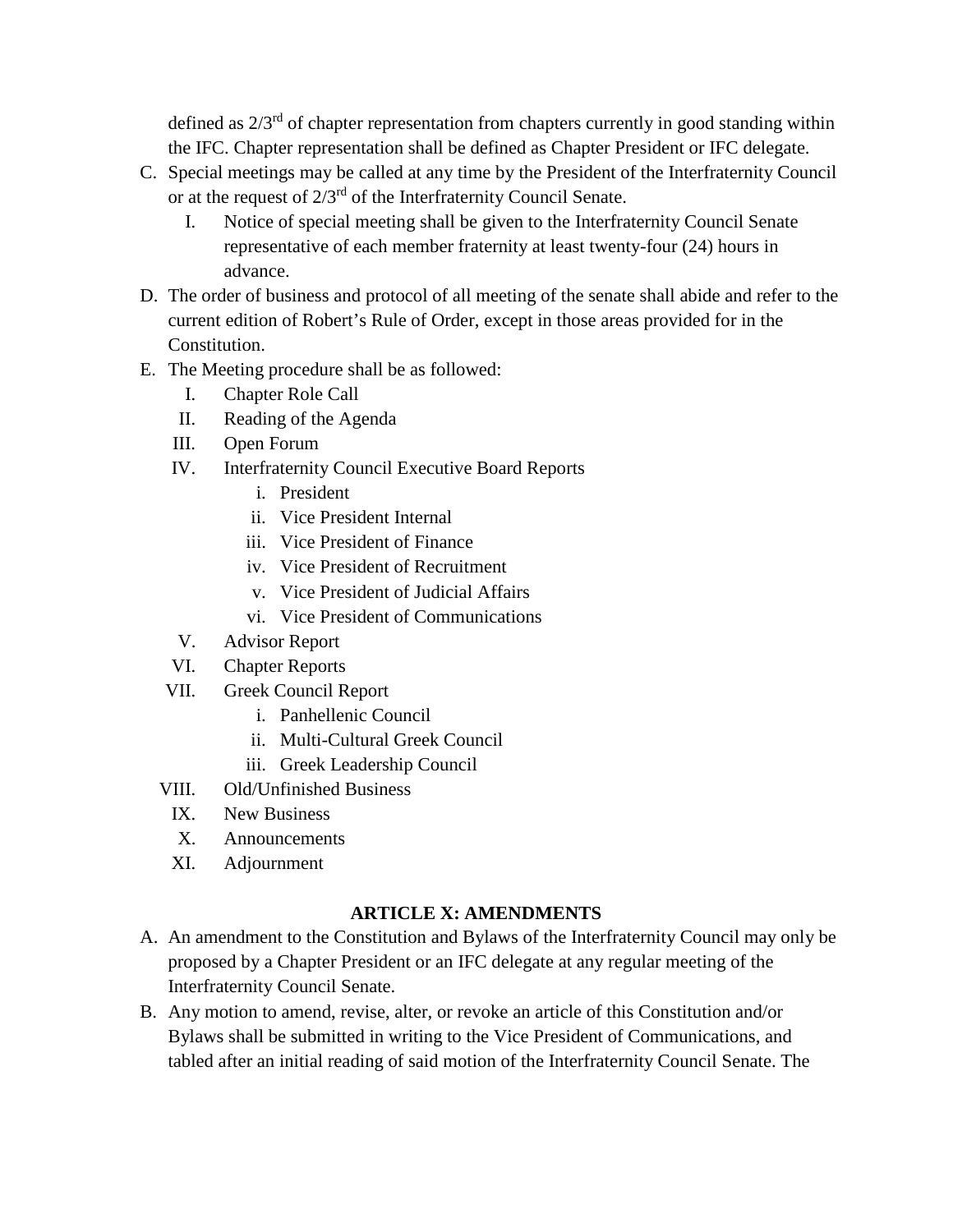defined as $2/3^{rd}$ of chapter representation from chapters currently in good standing within the IFC. Chapter representation shall be defined as Chapter President or IFC delegate.

C. Special meetings may be called at any time by the President of the Interfraternity Council or at the request of $2/3^{rd}$ of the Interfraternity Council Senate.
   I. Notice of special meeting shall be given to the Interfraternity Council Senate representative of each member fraternity at least twenty-four (24) hours in advance.
D. The order of business and protocol of all meeting of the senate shall abide and refer to the current edition of Robert's Rule of Order, except in those areas provided for in the Constitution.
E. The Meeting procedure shall be as followed:
   I. Chapter Role Call
   II. Reading of the Agenda
   III. Open Forum
   IV. Interfraternity Council Executive Board Reports
      i. President
      ii. Vice President Internal
      iii. Vice President of Finance
      iv. Vice President of Recruitment
      v. Vice President of Judicial Affairs
      vi. Vice President of Communications
   V. Advisor Report
   VI. Chapter Reports
   VII. Greek Council Report
      i. Panhellenic Council
      ii. Multi-Cultural Greek Council
      iii. Greek Leadership Council
   VIII. Old/Unfinished Business
   IX. New Business
   X. Announcements
   XI. Adjournment

## ARTICLE X: AMENDMENTS

A. An amendment to the Constitution and Bylaws of the Interfraternity Council may only be proposed by a Chapter President or an IFC delegate at any regular meeting of the Interfraternity Council Senate.
B. Any motion to amend, revise, alter, or revoke an article of this Constitution and/or Bylaws shall be submitted in writing to the Vice President of Communications, and tabled after an initial reading of said motion of the Interfraternity Council Senate. The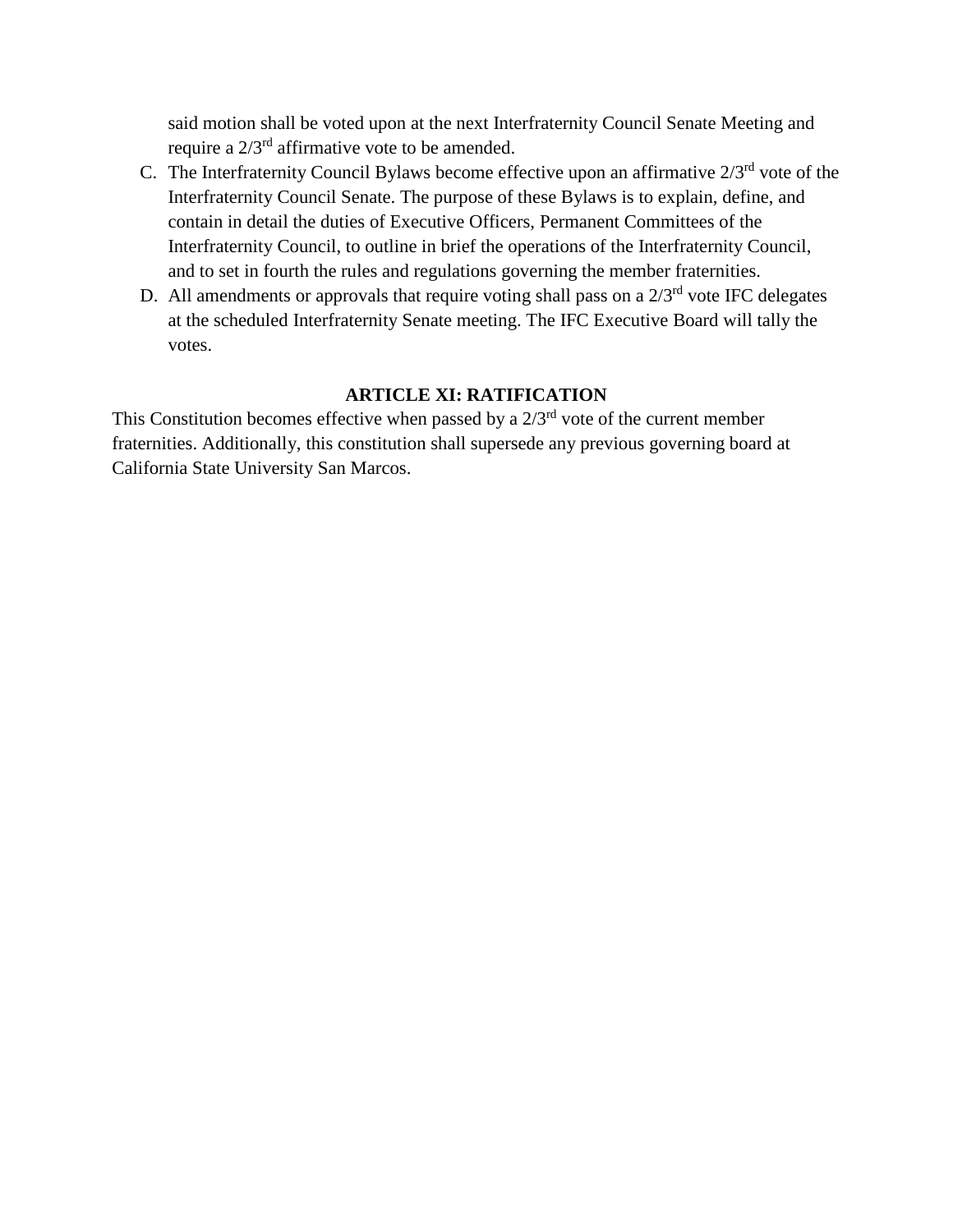said motion shall be voted upon at the next Interfraternity Council Senate Meeting and require a 2/3rd affirmative vote to be amended.

C. The Interfraternity Council Bylaws become effective upon an affirmative 2/3rd vote of the Interfraternity Council Senate. The purpose of these Bylaws is to explain, define, and contain in detail the duties of Executive Officers, Permanent Committees of the Interfraternity Council, to outline in brief the operations of the Interfraternity Council, and to set in fourth the rules and regulations governing the member fraternities.
D. All amendments or approvals that require voting shall pass on a 2/3rd vote IFC delegates at the scheduled Interfraternity Senate meeting. The IFC Executive Board will tally the votes.

## ARTICLE XI: RATIFICATION

This Constitution becomes effective when passed by a 2/3rd vote of the current member fraternities. Additionally, this constitution shall supersede any previous governing board at California State University San Marcos.